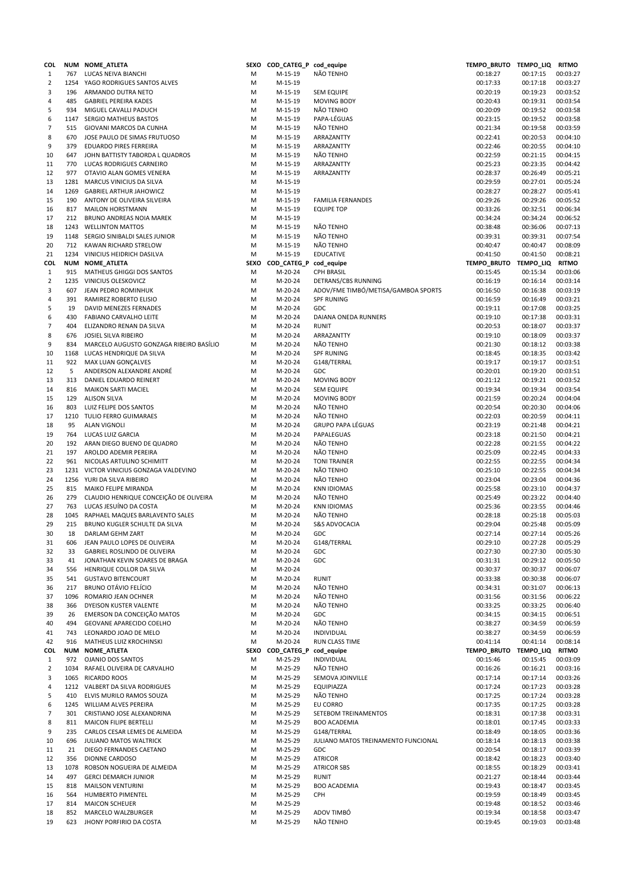| COL | NUM | NOME_ATLETA | SEXO | COD_CATEG_P | cod_equipe | TEMPO_BRUTO | TEMPO_LIQ | RITMO |
|---|---|---|---|---|---|---|---|---|
| 1 | 767 | LUCAS NEIVA BIANCHI | M | M-15-19 | NÃO TENHO | 00:18:27 | 00:17:15 | 00:03:27 |
| 2 | 1254 | YAGO RODRIGUES SANTOS ALVES | M | M-15-19 | | 00:17:33 | 00:17:18 | 00:03:27 |
| 3 | 196 | ARMANDO DUTRA NETO | M | M-15-19 | SEM EQUIPE | 00:20:19 | 00:19:23 | 00:03:52 |
| 4 | 485 | GABRIEL PEREIRA KADES | M | M-15-19 | MOVING BODY | 00:20:43 | 00:19:31 | 00:03:54 |
| 5 | 934 | MIGUEL CAVALLI PADUCH | M | M-15-19 | NÃO TENHO | 00:20:09 | 00:19:52 | 00:03:58 |
| 6 | 1147 | SERGIO MATHEUS BASTOS | M | M-15-19 | PAPA-LÉGUAS | 00:23:15 | 00:19:52 | 00:03:58 |
| 7 | 515 | GIOVANI MARCOS DA CUNHA | M | M-15-19 | NÃO TENHO | 00:21:34 | 00:19:58 | 00:03:59 |
| 8 | 670 | JOSE PAULO DE SIMAS FRUTUOSO | M | M-15-19 | ARRAZANTTY | 00:22:41 | 00:20:53 | 00:04:10 |
| 9 | 379 | EDUARDO PIRES FERREIRA | M | M-15-19 | ARRAZANTTY | 00:22:46 | 00:20:55 | 00:04:10 |
| 10 | 647 | JOHN BATTISTY TABORDA L QUADROS | M | M-15-19 | NÃO TENHO | 00:22:59 | 00:21:15 | 00:04:15 |
| 11 | 770 | LUCAS RODRIGUES CARNEIRO | M | M-15-19 | ARRAZANTTY | 00:25:23 | 00:23:35 | 00:04:42 |
| 12 | 977 | OTAVIO ALAN GOMES VENERA | M | M-15-19 | ARRAZANTTY | 00:28:37 | 00:26:49 | 00:05:21 |
| 13 | 1281 | MARCUS VINICIUS DA SILVA | M | M-15-19 | | 00:29:59 | 00:27:01 | 00:05:24 |
| 14 | 1269 | GABRIEL ARTHUR JAHOWICZ | M | M-15-19 | | 00:28:27 | 00:28:27 | 00:05:41 |
| 15 | 190 | ANTONY DE OLIVEIRA SILVEIRA | M | M-15-19 | FAMILIA FERNANDES | 00:29:26 | 00:29:26 | 00:05:52 |
| 16 | 817 | MAILON HORSTMANN | M | M-15-19 | EQUIPE TOP | 00:33:26 | 00:32:51 | 00:06:34 |
| 17 | 212 | BRUNO ANDREAS NOIA MAREK | M | M-15-19 | | 00:34:24 | 00:34:24 | 00:06:52 |
| 18 | 1243 | WELLINTON MATTOS | M | M-15-19 | NÃO TENHO | 00:38:48 | 00:36:06 | 00:07:13 |
| 19 | 1148 | SERGIO SINIBALDI SALES JUNIOR | M | M-15-19 | NÃO TENHO | 00:39:31 | 00:39:31 | 00:07:54 |
| 20 | 712 | KAWAN RICHARD STRELOW | M | M-15-19 | NÃO TENHO | 00:40:47 | 00:40:47 | 00:08:09 |
| 21 | 1234 | VINICIUS HEIDRICH DASILVA | M | M-15-19 | EDUCATIVE | 00:41:50 | 00:41:50 | 00:08:21 |

| COL | NUM | NOME_ATLETA | SEXO | COD_CATEG_P | cod_equipe | TEMPO_BRUTO | TEMPO_LIQ | RITMO |
|---|---|---|---|---|---|---|---|---|
| 1 | 915 | MATHEUS GHIGGI DOS SANTOS | M | M-20-24 | CPH BRASIL | 00:15:45 | 00:15:34 | 00:03:06 |
| 2 | 1235 | VINICIUS OLESKOVICZ | M | M-20-24 | DETRANS/CBS RUNNING | 00:16:19 | 00:16:14 | 00:03:14 |
| 3 | 607 | JEAN PEDRO ROMINHUK | M | M-20-24 | ADOV/FME TIMBÓ/METISA/GAMBOA SPORTS | 00:16:50 | 00:16:38 | 00:03:19 |
| 4 | 391 | RAMIREZ ROBERTO ELISIO | M | M-20-24 | SPF RUNING | 00:16:59 | 00:16:49 | 00:03:21 |
| 5 | 19 | DAVID MENEZES FERNADES | M | M-20-24 | GDC | 00:19:11 | 00:17:08 | 00:03:25 |
| 6 | 430 | FABIANO CARVALHO LEITE | M | M-20-24 | DAIANA ONEDA RUNNERS | 00:19:10 | 00:17:38 | 00:03:31 |
| 7 | 404 | ELIZANDRO RENAN DA SILVA | M | M-20-24 | RUNIT | 00:20:53 | 00:18:07 | 00:03:37 |
| 8 | 676 | JOSIEL SILVA RIBEIRO | M | M-20-24 | ARRAZANTTY | 00:19:10 | 00:18:09 | 00:03:37 |
| 9 | 834 | MARCELO AUGUSTO GONZAGA RIBEIRO BASÍLIO | M | M-20-24 | NÃO TENHO | 00:21:30 | 00:18:12 | 00:03:38 |
| 10 | 1168 | LUCAS HENDRIQUE DA SILVA | M | M-20-24 | SPF RUNING | 00:18:45 | 00:18:35 | 00:03:42 |
| 11 | 922 | MAX LUAN GONÇALVES | M | M-20-24 | G148/TERRAL | 00:19:17 | 00:19:17 | 00:03:51 |
| 12 | 5 | ANDERSON ALEXANDRE ANDRÉ | M | M-20-24 | GDC | 00:20:01 | 00:19:20 | 00:03:51 |
| 13 | 313 | DANIEL EDUARDO REINERT | M | M-20-24 | MOVING BODY | 00:21:12 | 00:19:21 | 00:03:52 |
| 14 | 816 | MAIKON SARTI MACIEL | M | M-20-24 | SEM EQUIPE | 00:19:34 | 00:19:34 | 00:03:54 |
| 15 | 129 | ALISON SILVA | M | M-20-24 | MOVING BODY | 00:21:59 | 00:20:24 | 00:04:04 |
| 16 | 803 | LUIZ FELIPE DOS SANTOS | M | M-20-24 | NÃO TENHO | 00:20:54 | 00:20:30 | 00:04:06 |
| 17 | 1210 | TULIO FERRO GUIMARAES | M | M-20-24 | NÃO TENHO | 00:22:03 | 00:20:59 | 00:04:11 |
| 18 | 95 | ALAN VIGNOLI | M | M-20-24 | GRUPO PAPA LÉGUAS | 00:23:19 | 00:21:48 | 00:04:21 |
| 19 | 764 | LUCAS LUIZ GARCIA | M | M-20-24 | PAPALEGUAS | 00:23:18 | 00:21:50 | 00:04:21 |
| 20 | 192 | ARAN DIEGO BUENO DE QUADRO | M | M-20-24 | NÃO TENHO | 00:22:28 | 00:21:55 | 00:04:22 |
| 21 | 197 | AROLDO ADEMIR PEREIRA | M | M-20-24 | NÃO TENHO | 00:25:09 | 00:22:45 | 00:04:33 |
| 22 | 961 | NICOLAS ARTULINO SCHIMITT | M | M-20-24 | TONI TRAINER | 00:22:55 | 00:22:55 | 00:04:34 |
| 23 | 1231 | VICTOR VINICIUS GONZAGA VALDEVINO | M | M-20-24 | NÃO TENHO | 00:25:10 | 00:22:55 | 00:04:34 |
| 24 | 1256 | YURI DA SILVA RIBEIRO | M | M-20-24 | NÃO TENHO | 00:23:04 | 00:23:04 | 00:04:36 |
| 25 | 815 | MAIKO FELIPE MIRANDA | M | M-20-24 | KNN IDIOMAS | 00:25:58 | 00:23:10 | 00:04:37 |
| 26 | 279 | CLAUDIO HENRIQUE CONCEIÇÃO DE OLIVEIRA | M | M-20-24 | NÃO TENHO | 00:25:49 | 00:23:22 | 00:04:40 |
| 27 | 763 | LUCAS JESUÍNO DA COSTA | M | M-20-24 | KNN IDIOMAS | 00:25:36 | 00:23:55 | 00:04:46 |
| 28 | 1045 | RAPHAEL MAQUES BARLAVENTO SALES | M | M-20-24 | NÃO TENHO | 00:28:18 | 00:25:18 | 00:05:03 |
| 29 | 215 | BRUNO KUGLER SCHULTE DA SILVA | M | M-20-24 | S&S ADVOCACIA | 00:29:04 | 00:25:48 | 00:05:09 |
| 30 | 18 | DARLAM GEHM ZART | M | M-20-24 | GDC | 00:27:14 | 00:27:14 | 00:05:26 |
| 31 | 606 | JEAN PAULO LOPES DE OLIVEIRA | M | M-20-24 | G148/TERRAL | 00:29:10 | 00:27:28 | 00:05:29 |
| 32 | 33 | GABRIEL ROSLINDO DE OLIVEIRA | M | M-20-24 | GDC | 00:27:30 | 00:27:30 | 00:05:30 |
| 33 | 41 | JONATHAN KEVIN SOARES DE BRAGA | M | M-20-24 | GDC | 00:31:31 | 00:29:12 | 00:05:50 |
| 34 | 556 | HENRIQUE COLLOR DA SILVA | M | M-20-24 | | 00:30:37 | 00:30:37 | 00:06:07 |
| 35 | 541 | GUSTAVO BITENCOURT | M | M-20-24 | RUNIT | 00:33:38 | 00:30:38 | 00:06:07 |
| 36 | 217 | BRUNO OTÁVIO FELÍCIO | M | M-20-24 | NÃO TENHO | 00:34:31 | 00:31:07 | 00:06:13 |
| 37 | 1096 | ROMARIO JEAN OCHNER | M | M-20-24 | NÃO TENHO | 00:31:56 | 00:31:56 | 00:06:22 |
| 38 | 366 | DYEISON KUSTER VALENTE | M | M-20-24 | NÃO TENHO | 00:33:25 | 00:33:25 | 00:06:40 |
| 39 | 26 | EMERSON DA CONCEIÇÃO MATOS | M | M-20-24 | GDC | 00:34:15 | 00:34:15 | 00:06:51 |
| 40 | 494 | GEOVANE APARECIDO COELHO | M | M-20-24 | NÃO TENHO | 00:38:27 | 00:34:59 | 00:06:59 |
| 41 | 743 | LEONARDO JOAO DE MELO | M | M-20-24 | INDIVIDUAL | 00:38:27 | 00:34:59 | 00:06:59 |
| 42 | 916 | MATHEUS LUIZ KROCHINSKI | M | M-20-24 | RUN CLASS TIME | 00:41:14 | 00:41:14 | 00:08:14 |

| COL | NUM | NOME_ATLETA | SEXO | COD_CATEG_P | cod_equipe | TEMPO_BRUTO | TEMPO_LIQ | RITMO |
|---|---|---|---|---|---|---|---|---|
| 1 | 972 | OJANIO DOS SANTOS | M | M-25-29 | INDIVIDUAL | 00:15:46 | 00:15:45 | 00:03:09 |
| 2 | 1034 | RAFAEL OLIVEIRA DE CARVALHO | M | M-25-29 | NÃO TENHO | 00:16:26 | 00:16:21 | 00:03:16 |
| 3 | 1065 | RICARDO ROOS | M | M-25-29 | SEMOVA JOINVILLE | 00:17:14 | 00:17:14 | 00:03:26 |
| 4 | 1212 | VALBERT DA SILVA RODRIGUES | M | M-25-29 | EQUIPIAZZA | 00:17:24 | 00:17:23 | 00:03:28 |
| 5 | 410 | ELVIS MURILO RAMOS SOUZA | M | M-25-29 | NÃO TENHO | 00:17:25 | 00:17:24 | 00:03:28 |
| 6 | 1245 | WILLIAM ALVES PEREIRA | M | M-25-29 | EU CORRO | 00:17:35 | 00:17:25 | 00:03:28 |
| 7 | 301 | CRISTIANO JOSE ALEXANDRINA | M | M-25-29 | SETEBOM TREINAMENTOS | 00:18:31 | 00:17:38 | 00:03:31 |
| 8 | 811 | MAICON FILIPE BERTELLI | M | M-25-29 | BOO ACADEMIA | 00:18:01 | 00:17:45 | 00:03:33 |
| 9 | 235 | CARLOS CESAR LEMES DE ALMEIDA | M | M-25-29 | G148/TERRAL | 00:18:49 | 00:18:05 | 00:03:36 |
| 10 | 696 | JULIANO MATOS WALTRICK | M | M-25-29 | JULIANO MATOS TREINAMENTO FUNCIONAL | 00:18:14 | 00:18:13 | 00:03:38 |
| 11 | 21 | DIEGO FERNANDES CAETANO | M | M-25-29 | GDC | 00:20:54 | 00:18:17 | 00:03:39 |
| 12 | 356 | DIONNE CARDOSO | M | M-25-29 | ATRICOR | 00:18:42 | 00:18:23 | 00:03:40 |
| 13 | 1078 | ROBSON NOGUEIRA DE ALMEIDA | M | M-25-29 | ATRICOR SBS | 00:18:55 | 00:18:29 | 00:03:41 |
| 14 | 497 | GERCI DEMARCH JUNIOR | M | M-25-29 | RUNIT | 00:21:27 | 00:18:44 | 00:03:44 |
| 15 | 818 | MAILSON VENTURINI | M | M-25-29 | BOO ACADEMIA | 00:19:43 | 00:18:47 | 00:03:45 |
| 16 | 564 | HUMBERTO PIMENTEL | M | M-25-29 | CPH | 00:19:59 | 00:18:49 | 00:03:45 |
| 17 | 814 | MAICON SCHEUER | M | M-25-29 | | 00:19:48 | 00:18:52 | 00:03:46 |
| 18 | 852 | MARCELO WALZBURGER | M | M-25-29 | ADOV TIMBÓ | 00:19:34 | 00:18:58 | 00:03:47 |
| 19 | 623 | JHONY PORFIRIO DA COSTA | M | M-25-29 | NÃO TENHO | 00:19:45 | 00:19:03 | 00:03:48 |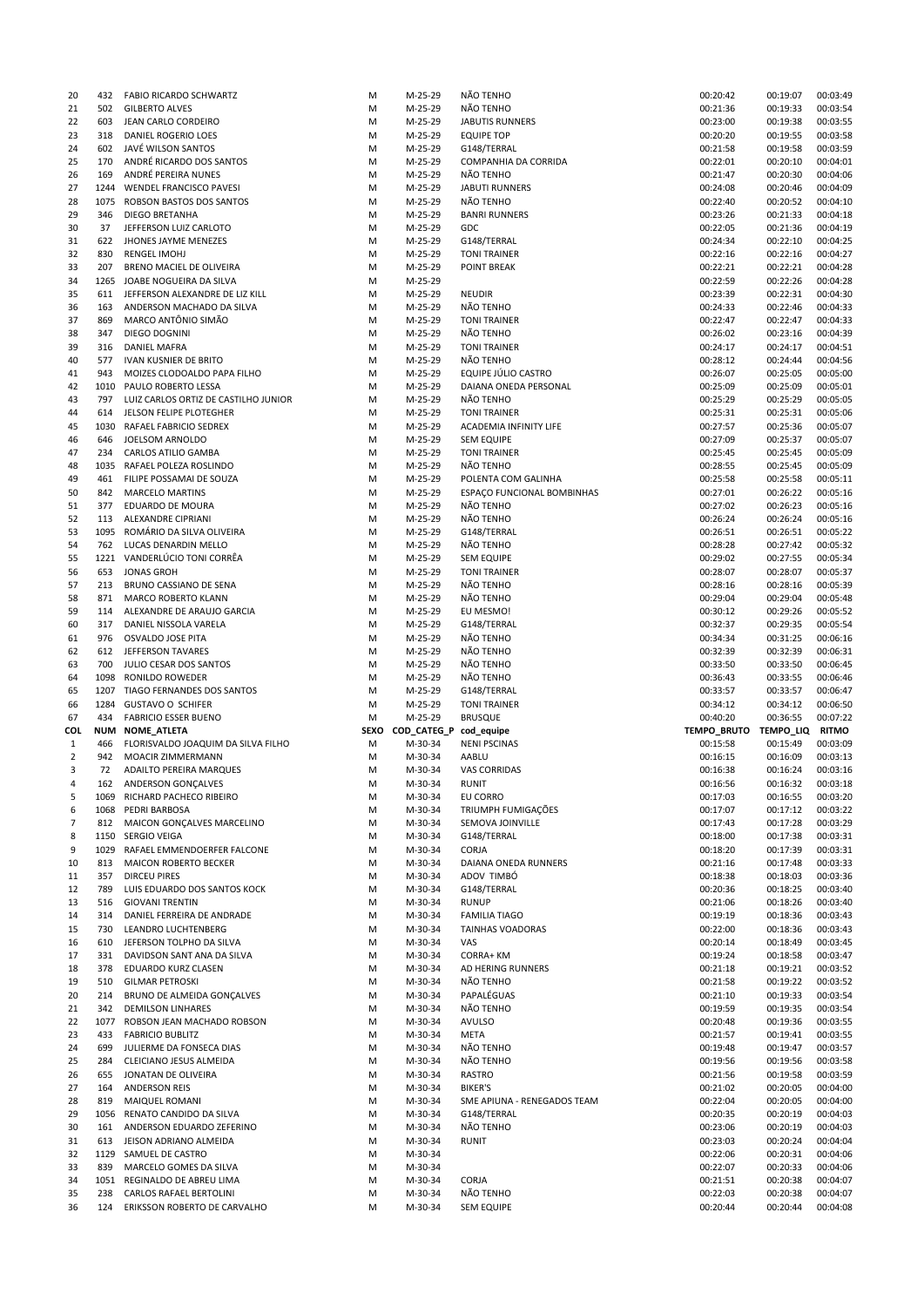| 20 | 432 | FABIO RICARDO SCHWARTZ | M | M-25-29 | NÃO TENHO | 00:20:42 | 00:19:07 | 00:03:49 |
|---|---|---|---|---|---|---|---|---|
| 21 | 502 | GILBERTO ALVES | M | M-25-29 | NÃO TENHO | 00:21:36 | 00:19:33 | 00:03:54 |
| 22 | 603 | JEAN CARLO CORDEIRO | M | M-25-29 | JABUTIS RUNNERS | 00:23:00 | 00:19:38 | 00:03:55 |
| 23 | 318 | DANIEL ROGERIO LOES | M | M-25-29 | EQUIPE TOP | 00:20:20 | 00:19:55 | 00:03:58 |
| 24 | 602 | JAVÉ WILSON SANTOS | M | M-25-29 | G148/TERRAL | 00:21:58 | 00:19:58 | 00:03:59 |
| 25 | 170 | ANDRÉ RICARDO DOS SANTOS | M | M-25-29 | COMPANHIA DA CORRIDA | 00:22:01 | 00:20:10 | 00:04:01 |
| 26 | 169 | ANDRÉ PEREIRA NUNES | M | M-25-29 | NÃO TENHO | 00:21:47 | 00:20:30 | 00:04:06 |
| 27 | 1244 | WENDEL FRANCISCO PAVESI | M | M-25-29 | JABUTI RUNNERS | 00:24:08 | 00:20:46 | 00:04:09 |
| 28 | 1075 | ROBSON BASTOS DOS SANTOS | M | M-25-29 | NÃO TENHO | 00:22:40 | 00:20:52 | 00:04:10 |
| 29 | 346 | DIEGO BRETANHA | M | M-25-29 | BANRI RUNNERS | 00:23:26 | 00:21:33 | 00:04:18 |
| 30 | 37 | JEFFERSON LUIZ CARLOTO | M | M-25-29 | GDC | 00:22:05 | 00:21:36 | 00:04:19 |
| 31 | 622 | JHONES JAYME MENEZES | M | M-25-29 | G148/TERRAL | 00:24:34 | 00:22:10 | 00:04:25 |
| 32 | 830 | RENGEL IMOHJ | M | M-25-29 | TONI TRAINER | 00:22:16 | 00:22:16 | 00:04:27 |
| 33 | 207 | BRENO MACIEL DE OLIVEIRA | M | M-25-29 | POINT BREAK | 00:22:21 | 00:22:21 | 00:04:28 |
| 34 | 1265 | JOABE NOGUEIRA DA SILVA | M | M-25-29 | | 00:22:59 | 00:22:26 | 00:04:28 |
| 35 | 611 | JEFFERSON ALEXANDRE DE LIZ KILL | M | M-25-29 | NEUDIR | 00:23:39 | 00:22:31 | 00:04:30 |
| 36 | 163 | ANDERSON MACHADO DA SILVA | M | M-25-29 | NÃO TENHO | 00:24:33 | 00:22:46 | 00:04:33 |
| 37 | 869 | MARCO ANTÔNIO SIMÃO | M | M-25-29 | TONI TRAINER | 00:22:47 | 00:22:47 | 00:04:33 |
| 38 | 347 | DIEGO DOGNINI | M | M-25-29 | NÃO TENHO | 00:26:02 | 00:23:16 | 00:04:39 |
| 39 | 316 | DANIEL MAFRA | M | M-25-29 | TONI TRAINER | 00:24:17 | 00:24:17 | 00:04:51 |
| 40 | 577 | IVAN KUSNIER DE BRITO | M | M-25-29 | NÃO TENHO | 00:28:12 | 00:24:44 | 00:04:56 |
| 41 | 943 | MOIZES CLODOALDO PAPA FILHO | M | M-25-29 | EQUIPE JÚLIO CASTRO | 00:26:07 | 00:25:05 | 00:05:00 |
| 42 | 1010 | PAULO ROBERTO LESSA | M | M-25-29 | DAIANA ONEDA PERSONAL | 00:25:09 | 00:25:09 | 00:05:01 |
| 43 | 797 | LUIZ CARLOS ORTIZ DE CASTILHO JUNIOR | M | M-25-29 | NÃO TENHO | 00:25:29 | 00:25:29 | 00:05:05 |
| 44 | 614 | JELSON FELIPE PLOTEGHER | M | M-25-29 | TONI TRAINER | 00:25:31 | 00:25:31 | 00:05:06 |
| 45 | 1030 | RAFAEL FABRICIO SEDREX | M | M-25-29 | ACADEMIA INFINITY LIFE | 00:27:57 | 00:25:36 | 00:05:07 |
| 46 | 646 | JOELSOM ARNOLDO | M | M-25-29 | SEM EQUIPE | 00:27:09 | 00:25:37 | 00:05:07 |
| 47 | 234 | CARLOS ATILIO GAMBA | M | M-25-29 | TONI TRAINER | 00:25:45 | 00:25:45 | 00:05:09 |
| 48 | 1035 | RAFAEL POLEZA ROSLINDO | M | M-25-29 | NÃO TENHO | 00:28:55 | 00:25:45 | 00:05:09 |
| 49 | 461 | FILIPE POSSAMAI DE SOUZA | M | M-25-29 | POLENTA COM GALINHA | 00:25:58 | 00:25:58 | 00:05:11 |
| 50 | 842 | MARCELO MARTINS | M | M-25-29 | ESPAÇO FUNCIONAL BOMBINHAS | 00:27:01 | 00:26:22 | 00:05:16 |
| 51 | 377 | EDUARDO DE MOURA | M | M-25-29 | NÃO TENHO | 00:27:02 | 00:26:23 | 00:05:16 |
| 52 | 113 | ALEXANDRE CIPRIANI | M | M-25-29 | NÃO TENHO | 00:26:24 | 00:26:24 | 00:05:16 |
| 53 | 1095 | ROMÁRIO DA SILVA OLIVEIRA | M | M-25-29 | G148/TERRAL | 00:26:51 | 00:26:51 | 00:05:22 |
| 54 | 762 | LUCAS DENARDIN MELLO | M | M-25-29 | NÃO TENHO | 00:28:28 | 00:27:42 | 00:05:32 |
| 55 | 1221 | VANDERLÚCIO TONI CORRÊA | M | M-25-29 | SEM EQUIPE | 00:29:02 | 00:27:55 | 00:05:34 |
| 56 | 653 | JONAS GROH | M | M-25-29 | TONI TRAINER | 00:28:07 | 00:28:07 | 00:05:37 |
| 57 | 213 | BRUNO CASSIANO DE SENA | M | M-25-29 | NÃO TENHO | 00:28:16 | 00:28:16 | 00:05:39 |
| 58 | 871 | MARCO ROBERTO KLANN | M | M-25-29 | NÃO TENHO | 00:29:04 | 00:29:04 | 00:05:48 |
| 59 | 114 | ALEXANDRE DE ARAUJO GARCIA | M | M-25-29 | EU MESMO! | 00:30:12 | 00:29:26 | 00:05:52 |
| 60 | 317 | DANIEL NISSOLA VARELA | M | M-25-29 | G148/TERRAL | 00:32:37 | 00:29:35 | 00:05:54 |
| 61 | 976 | OSVALDO JOSE PITA | M | M-25-29 | NÃO TENHO | 00:34:34 | 00:31:25 | 00:06:16 |
| 62 | 612 | JEFFERSON TAVARES | M | M-25-29 | NÃO TENHO | 00:32:39 | 00:32:39 | 00:06:31 |
| 63 | 700 | JULIO CESAR DOS SANTOS | M | M-25-29 | NÃO TENHO | 00:33:50 | 00:33:50 | 00:06:45 |
| 64 | 1098 | RONILDO ROWEDER | M | M-25-29 | NÃO TENHO | 00:36:43 | 00:33:55 | 00:06:46 |
| 65 | 1207 | TIAGO FERNANDES DOS SANTOS | M | M-25-29 | G148/TERRAL | 00:33:57 | 00:33:57 | 00:06:47 |
| 66 | 1284 | GUSTAVO O SCHIFER | M | M-25-29 | TONI TRAINER | 00:34:12 | 00:34:12 | 00:06:50 |
| 67 | 434 | FABRICIO ESSER BUENO | M | M-25-29 | BRUSQUE | 00:40:20 | 00:36:55 | 00:07:22 |
| **COL** | **NUM** | **NOME_ATLETA** | **SEXO** | **COD_CATEG_P** | **cod_equipe** | **TEMPO_BRUTO** | **TEMPO_LIQ** | **RITMO** |
| 1 | 466 | FLORISVALDO JOAQUIM DA SILVA FILHO | M | M-30-34 | NENI PSCINAS | 00:15:58 | 00:15:49 | 00:03:09 |
| 2 | 942 | MOACIR ZIMMERMANN | M | M-30-34 | AABLU | 00:16:15 | 00:16:09 | 00:03:13 |
| 3 | 72 | ADAILTO PEREIRA MARQUES | M | M-30-34 | VAS CORRIDAS | 00:16:38 | 00:16:24 | 00:03:16 |
| 4 | 162 | ANDERSON GONÇALVES | M | M-30-34 | RUNIT | 00:16:56 | 00:16:32 | 00:03:18 |
| 5 | 1069 | RICHARD PACHECO RIBEIRO | M | M-30-34 | EU CORRO | 00:17:03 | 00:16:55 | 00:03:20 |
| 6 | 1068 | PEDRI BARBOSA | M | M-30-34 | TRIUMPH FUMIGAÇÕES | 00:17:07 | 00:17:12 | 00:03:22 |
| 7 | 812 | MAICON GONÇALVES MARCELINO | M | M-30-34 | SEMOVA JOINVILLE | 00:17:43 | 00:17:28 | 00:03:29 |
| 8 | 1150 | SERGIO VEIGA | M | M-30-34 | G148/TERRAL | 00:18:00 | 00:17:38 | 00:03:31 |
| 9 | 1029 | RAFAEL EMMENDOERFER FALCONE | M | M-30-34 | CORJA | 00:18:20 | 00:17:39 | 00:03:31 |
| 10 | 813 | MAICON ROBERTO BECKER | M | M-30-34 | DAIANA ONEDA RUNNERS | 00:21:16 | 00:17:48 | 00:03:33 |
| 11 | 357 | DIRCEU PIRES | M | M-30-34 | ADOV TIMBÓ | 00:18:38 | 00:18:03 | 00:03:36 |
| 12 | 789 | LUIS EDUARDO DOS SANTOS KOCK | M | M-30-34 | G148/TERRAL | 00:20:36 | 00:18:25 | 00:03:40 |
| 13 | 516 | GIOVANI TRENTIN | M | M-30-34 | RUNUP | 00:21:06 | 00:18:26 | 00:03:40 |
| 14 | 314 | DANIEL FERREIRA DE ANDRADE | M | M-30-34 | FAMILIA TIAGO | 00:19:19 | 00:18:36 | 00:03:43 |
| 15 | 730 | LEANDRO LUCHTENBERG | M | M-30-34 | TAINHAS VOADORAS | 00:22:00 | 00:18:36 | 00:03:43 |
| 16 | 610 | JEFERSON TOLPHO DA SILVA | M | M-30-34 | VAS | 00:20:14 | 00:18:49 | 00:03:45 |
| 17 | 331 | DAVIDSON SANT ANA DA SILVA | M | M-30-34 | CORRA+ KM | 00:19:24 | 00:18:58 | 00:03:47 |
| 18 | 378 | EDUARDO KURZ CLASEN | M | M-30-34 | AD HERING RUNNERS | 00:21:18 | 00:19:21 | 00:03:52 |
| 19 | 510 | GILMAR PETROSKI | M | M-30-34 | NÃO TENHO | 00:21:58 | 00:19:22 | 00:03:52 |
| 20 | 214 | BRUNO DE ALMEIDA GONÇALVES | M | M-30-34 | PAPALÉGUAS | 00:21:10 | 00:19:33 | 00:03:54 |
| 21 | 342 | DEMILSON LINHARES | M | M-30-34 | NÃO TENHO | 00:19:59 | 00:19:35 | 00:03:54 |
| 22 | 1077 | ROBSON JEAN MACHADO ROBSON | M | M-30-34 | AVULSO | 00:20:48 | 00:19:36 | 00:03:55 |
| 23 | 433 | FABRICIO BUBLITZ | M | M-30-34 | META | 00:21:57 | 00:19:41 | 00:03:55 |
| 24 | 699 | JULIERME DA FONSECA DIAS | M | M-30-34 | NÃO TENHO | 00:19:48 | 00:19:47 | 00:03:57 |
| 25 | 284 | CLEICIANO JESUS ALMEIDA | M | M-30-34 | NÃO TENHO | 00:19:56 | 00:19:56 | 00:03:58 |
| 26 | 655 | JONATAN DE OLIVEIRA | M | M-30-34 | RASTRO | 00:21:56 | 00:19:58 | 00:03:59 |
| 27 | 164 | ANDERSON REIS | M | M-30-34 | BIKER'S | 00:21:02 | 00:20:05 | 00:04:00 |
| 28 | 819 | MAIQUEL ROMANI | M | M-30-34 | SME APIUNA - RENEGADOS TEAM | 00:22:04 | 00:20:05 | 00:04:00 |
| 29 | 1056 | RENATO CANDIDO DA SILVA | M | M-30-34 | G148/TERRAL | 00:20:35 | 00:20:19 | 00:04:03 |
| 30 | 161 | ANDERSON EDUARDO ZEFERINO | M | M-30-34 | NÃO TENHO | 00:23:06 | 00:20:19 | 00:04:03 |
| 31 | 613 | JEISON ADRIANO ALMEIDA | M | M-30-34 | RUNIT | 00:23:03 | 00:20:24 | 00:04:04 |
| 32 | 1129 | SAMUEL DE CASTRO | M | M-30-34 | | 00:22:06 | 00:20:31 | 00:04:06 |
| 33 | 839 | MARCELO GOMES DA SILVA | M | M-30-34 | | 00:22:07 | 00:20:33 | 00:04:06 |
| 34 | 1051 | REGINALDO DE ABREU LIMA | M | M-30-34 | CORJA | 00:21:51 | 00:20:38 | 00:04:07 |
| 35 | 238 | CARLOS RAFAEL BERTOLINI | M | M-30-34 | NÃO TENHO | 00:22:03 | 00:20:38 | 00:04:07 |
| 36 | 124 | ERIKSSON ROBERTO DE CARVALHO | M | M-30-34 | SEM EQUIPE | 00:20:44 | 00:20:44 | 00:04:08 |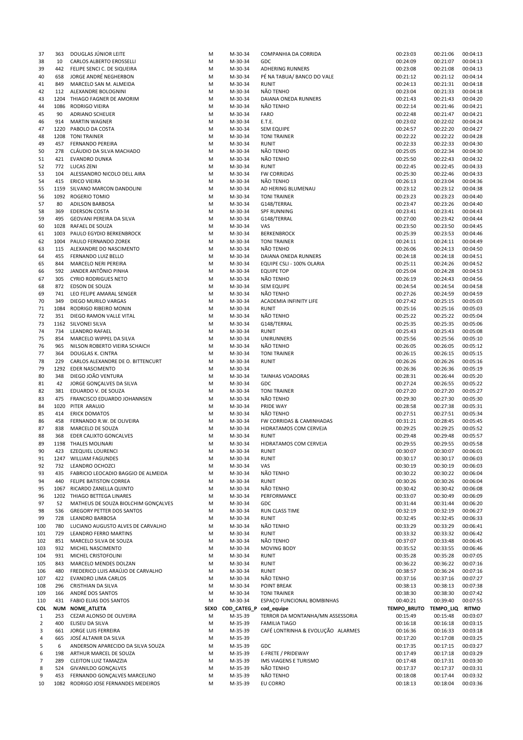| | | | | | | | | |
|---|---|---|---|---|---|---|---|---|
| 37 | 363 | DOUGLAS JÚNIOR LEITE | M | M-30-34 | COMPANHIA DA CORRIDA | 00:23:03 | 00:21:06 | 00:04:13 |
| 38 | 10 | CARLOS ALBERTO EROSSELLI | M | M-30-34 | GDC | 00:24:09 | 00:21:07 | 00:04:13 |
| 39 | 442 | FELIPE SENCI C. DE SIQUEIRA | M | M-30-34 | ADHERING RUNNERS | 00:23:08 | 00:21:08 | 00:04:13 |
| 40 | 658 | JORGE ANDRÉ NEGHERBON | M | M-30-34 | PÉ NA TABUA/ BANCO DO VALE | 00:21:12 | 00:21:12 | 00:04:14 |
| 41 | 849 | MARCELO SAN M. ALMEIDA | M | M-30-34 | RUNIT | 00:24:13 | 00:21:31 | 00:04:18 |
| 42 | 112 | ALEXANDRE BOLOGNINI | M | M-30-34 | NÃO TENHO | 00:23:04 | 00:21:33 | 00:04:18 |
| 43 | 1204 | THIAGO FAGNER DE AMORIM | M | M-30-34 | DAIANA ONEDA RUNNERS | 00:21:43 | 00:21:43 | 00:04:20 |
| 44 | 1086 | RODRIGO VIEIRA | M | M-30-34 | NÃO TENHO | 00:22:14 | 00:21:46 | 00:04:21 |
| 45 | 90 | ADRIANO SCHEUER | M | M-30-34 | FARO | 00:22:48 | 00:21:47 | 00:04:21 |
| 46 | 914 | MARTIN WAGNER | M | M-30-34 | E.T.E. | 00:23:02 | 00:22:02 | 00:04:24 |
| 47 | 1220 | PABOLO DA COSTA | M | M-30-34 | SEM EQUIPE | 00:24:57 | 00:22:20 | 00:04:27 |
| 48 | 1208 | TONI TRAINER | M | M-30-34 | TONI TRAINER | 00:22:22 | 00:22:22 | 00:04:28 |
| 49 | 457 | FERNANDO PEREIRA | M | M-30-34 | RUNIT | 00:22:33 | 00:22:33 | 00:04:30 |
| 50 | 278 | CLÁUDIO DA SILVA MACHADO | M | M-30-34 | NÃO TENHO | 00:25:05 | 00:22:34 | 00:04:30 |
| 51 | 421 | EVANDRO DUNKA | M | M-30-34 | NÃO TENHO | 00:25:50 | 00:22:43 | 00:04:32 |
| 52 | 772 | LUCAS ZENI | M | M-30-34 | RUNIT | 00:22:45 | 00:22:45 | 00:04:33 |
| 53 | 104 | ALESSANDRO NICOLO DELL AIRA | M | M-30-34 | FW CORRIDAS | 00:25:30 | 00:22:46 | 00:04:33 |
| 54 | 415 | ERICO VIEIRA | M | M-30-34 | NÃO TENHO | 00:26:13 | 00:23:04 | 00:04:36 |
| 55 | 1159 | SILVANO MARCON DANDOLINI | M | M-30-34 | AD HERING BLUMENAU | 00:23:12 | 00:23:12 | 00:04:38 |
| 56 | 1092 | ROGERIO TOMIO | M | M-30-34 | TONI TRAINER | 00:23:23 | 00:23:23 | 00:04:40 |
| 57 | 80 | ADILSON BARBOSA | M | M-30-34 | G148/TERRAL | 00:23:47 | 00:23:26 | 00:04:40 |
| 58 | 369 | EDERSON COSTA | M | M-30-34 | SPF RUNNING | 00:23:41 | 00:23:41 | 00:04:43 |
| 59 | 495 | GEOVANI PEREIRA DA SILVA | M | M-30-34 | G148/TERRAL | 00:27:00 | 00:23:42 | 00:04:44 |
| 60 | 1028 | RAFAEL DE SOUZA | M | M-30-34 | VAS | 00:23:50 | 00:23:50 | 00:04:45 |
| 61 | 1003 | PAULO EGYDIO BERKENBROCK | M | M-30-34 | BERKENBROCK | 00:25:39 | 00:23:53 | 00:04:46 |
| 62 | 1004 | PAULO FERNANDO ZOREK | M | M-30-34 | TONI TRAINER | 00:24:11 | 00:24:11 | 00:04:49 |
| 63 | 115 | ALEXANDRE DO NASCIMENTO | M | M-30-34 | NÃO TENHO | 00:26:06 | 00:24:13 | 00:04:50 |
| 64 | 455 | FERNANDO LUIZ BELLO | M | M-30-34 | DAIANA ONEDA RUNNERS | 00:24:18 | 00:24:18 | 00:04:51 |
| 65 | 844 | MARCELO NERI PEREIRA | M | M-30-34 | EQUIPE CSLI - 100% OLARIA | 00:25:11 | 00:24:26 | 00:04:52 |
| 66 | 592 | JANDER ANTÔNIO PINHA | M | M-30-34 | EQUIPE TOP | 00:25:04 | 00:24:28 | 00:04:53 |
| 67 | 305 | CYRIO RODRIGUES NETO | M | M-30-34 | NÃO TENHO | 00:26:19 | 00:24:43 | 00:04:56 |
| 68 | 872 | EDSON DE SOUZA | M | M-30-34 | SEM EQUIPE | 00:24:54 | 00:24:54 | 00:04:58 |
| 69 | 741 | LEO FELIPE AMARAL SENGER | M | M-30-34 | NÃO TENHO | 00:27:26 | 00:24:59 | 00:04:59 |
| 70 | 349 | DIEGO MURILO VARGAS | M | M-30-34 | ACADEMIA INFINITY LIFE | 00:27:42 | 00:25:15 | 00:05:03 |
| 71 | 1084 | RODRIGO RIBEIRO MONIN | M | M-30-34 | RUNIT | 00:25:16 | 00:25:16 | 00:05:03 |
| 72 | 351 | DIEGO RAMON VALLE VITAL | M | M-30-34 | NÃO TENHO | 00:25:22 | 00:25:22 | 00:05:04 |
| 73 | 1162 | SILVONEI SILVA | M | M-30-34 | G148/TERRAL | 00:25:35 | 00:25:35 | 00:05:06 |
| 74 | 734 | LEANDRO RAFAEL | M | M-30-34 | RUNIT | 00:25:43 | 00:25:43 | 00:05:08 |
| 75 | 854 | MARCELO WIPPEL DA SILVA | M | M-30-34 | UNIRUNNERS | 00:25:56 | 00:25:56 | 00:05:10 |
| 76 | 965 | NILSON ROBERTO VIEIRA SCHAICH | M | M-30-34 | NÃO TENHO | 00:26:05 | 00:26:05 | 00:05:12 |
| 77 | 364 | DOUGLAS K. CINTRA | M | M-30-34 | TONI TRAINER | 00:26:15 | 00:26:15 | 00:05:15 |
| 78 | 229 | CARLOS ALEXANDRE DE O. BITTENCURT | M | M-30-34 | RUNIT | 00:26:26 | 00:26:26 | 00:05:16 |
| 79 | 1292 | EDER NASCIMENTO | M | M-30-34 | | 00:26:36 | 00:26:36 | 00:05:19 |
| 80 | 348 | DIEGO JOÃO VENTURA | M | M-30-34 | TAINHAS VOADORAS | 00:28:31 | 00:26:44 | 00:05:20 |
| 81 | 42 | JORGE GONÇALVES DA SILVA | M | M-30-34 | GDC | 00:27:24 | 00:26:55 | 00:05:22 |
| 82 | 381 | EDUARDO V. DE SOUZA | M | M-30-34 | TONI TRAINER | 00:27:20 | 00:27:20 | 00:05:27 |
| 83 | 475 | FRANCISCO EDUARDO JOHANNSEN | M | M-30-34 | NÃO TENHO | 00:29:30 | 00:27:30 | 00:05:30 |
| 84 | 1020 | PITER ARAUJO | M | M-30-34 | PRIDE WAY | 00:28:58 | 00:27:38 | 00:05:31 |
| 85 | 414 | ERICK DOMATOS | M | M-30-34 | NÃO TENHO | 00:27:51 | 00:27:51 | 00:05:34 |
| 86 | 458 | FERNANDO R.W. DE OLIVEIRA | M | M-30-34 | FW CORRIDAS & CAMINHADAS | 00:31:21 | 00:28:45 | 00:05:45 |
| 87 | 838 | MARCELO DE SOUZA | M | M-30-34 | HIDRATAMOS COM CERVEJA | 00:29:25 | 00:29:25 | 00:05:52 |
| 88 | 368 | EDER CALIXTO GONCALVES | M | M-30-34 | RUNIT | 00:29:48 | 00:29:48 | 00:05:57 |
| 89 | 1198 | THALES MOLINARI | M | M-30-34 | HIDRATAMOS COM CERVEJA | 00:29:55 | 00:29:55 | 00:05:58 |
| 90 | 423 | EZEQUIEL LOURENCI | M | M-30-34 | RUNIT | 00:30:07 | 00:30:07 | 00:06:01 |
| 91 | 1247 | WILLIAM FAGUNDES | M | M-30-34 | RUNIT | 00:30:17 | 00:30:17 | 00:06:03 |
| 92 | 732 | LEANDRO OCHOZCI | M | M-30-34 | VAS | 00:30:19 | 00:30:19 | 00:06:03 |
| 93 | 435 | FABRICIO LEOCADIO BAGGIO DE ALMEIDA | M | M-30-34 | NÃO TENHO | 00:30:22 | 00:30:22 | 00:06:04 |
| 94 | 440 | FELIPE BATISTON CORREA | M | M-30-34 | RUNIT | 00:30:26 | 00:30:26 | 00:06:04 |
| 95 | 1067 | RICARDO ZANELLA QUINTO | M | M-30-34 | NÃO TENHO | 00:30:42 | 00:30:42 | 00:06:08 |
| 96 | 1202 | THIAGO BETTEGA LINARES | M | M-30-34 | PERFORMANCE | 00:33:07 | 00:30:49 | 00:06:09 |
| 97 | 52 | MATHEUS DE SOUZA BIOLCHIM GONÇALVES | M | M-30-34 | GDC | 00:31:44 | 00:31:44 | 00:06:20 |
| 98 | 536 | GREGORY PETTER DOS SANTOS | M | M-30-34 | RUN CLASS TIME | 00:32:19 | 00:32:19 | 00:06:27 |
| 99 | 728 | LEANDRO BARBOSA | M | M-30-34 | RUNIT | 00:32:45 | 00:32:45 | 00:06:33 |
| 100 | 780 | LUCIANO AUGUSTO ALVES DE CARVALHO | M | M-30-34 | NÃO TENHO | 00:33:29 | 00:33:29 | 00:06:41 |
| 101 | 729 | LEANDRO FERRO MARTINS | M | M-30-34 | RUNIT | 00:33:32 | 00:33:32 | 00:06:42 |
| 102 | 851 | MARCELO SILVA DE SOUZA | M | M-30-34 | NÃO TENHO | 00:37:07 | 00:33:48 | 00:06:45 |
| 103 | 932 | MICHEL NASCIMENTO | M | M-30-34 | MOVING BODY | 00:35:52 | 00:33:55 | 00:06:46 |
| 104 | 931 | MICHEL CRISTOFOLINI | M | M-30-34 | RUNIT | 00:35:28 | 00:35:28 | 00:07:05 |
| 105 | 843 | MARCELO MENDES DOLZAN | M | M-30-34 | RUNIT | 00:36:22 | 00:36:22 | 00:07:16 |
| 106 | 480 | FREDERICO LUIS ARAÚJO DE CARVALHO | M | M-30-34 | RUNIT | 00:38:57 | 00:36:24 | 00:07:16 |
| 107 | 422 | EVANDRO LIMA CARLOS | M | M-30-34 | NÃO TENHO | 00:37:16 | 00:37:16 | 00:07:27 |
| 108 | 296 | CRISTHIAN DA SILVA | M | M-30-34 | POINT BREAK | 00:38:13 | 00:38:13 | 00:07:38 |
| 109 | 166 | ANDRÉ DOS SANTOS | M | M-30-34 | TONI TRAINER | 00:38:30 | 00:38:30 | 00:07:42 |
| 110 | 431 | FABIO ELIAS DOS SANTOS | M | M-30-34 | ESPAÇO FUNCIONAL BOMBINHAS | 00:40:21 | 00:39:40 | 00:07:55 |
| **COL** | **NUM** | **NOME_ATLETA** | **SEXO** | **COD_CATEG_P** | **cod_equipe** | **TEMPO_BRUTO** | **TEMPO_LIQ** | **RITMO** |
| 1 | 253 | CEZAR ALONSO DE OLIVEIRA | M | M-35-39 | TERROR DA MONTANHA/MN ASSESSORIA | 00:15:49 | 00:15:48 | 00:03:07 |
| 2 | 400 | ELISEU DA SILVA | M | M-35-39 | FAMILIA TIAGO | 00:16:18 | 00:16:18 | 00:03:15 |
| 3 | 661 | JORGE LUIS FERREIRA | M | M-35-39 | CAFÉ LONTRINHA & EVOLUÇÃO ALARMES | 00:16:36 | 00:16:33 | 00:03:18 |
| 4 | 665 | JOSÉ ALTANIR DA SILVA | M | M-35-39 | | 00:17:20 | 00:17:08 | 00:03:25 |
| 5 | 6 | ANDERSON APARECIDO DA SILVA SOUZA | M | M-35-39 | GDC | 00:17:35 | 00:17:15 | 00:03:27 |
| 6 | 198 | ARTHUR MARCEL DE SOUZA | M | M-35-39 | E-FRETE / PRIDEWAY | 00:17:49 | 00:17:18 | 00:03:29 |
| 7 | 289 | CLEITON LUIZ TAMAZZIA | M | M-35-39 | IMS VIAGENS E TURISMO | 00:17:48 | 00:17:31 | 00:03:30 |
| 8 | 524 | GIVANILDO GONÇALVES | M | M-35-39 | NÃO TENHO | 00:17:37 | 00:17:37 | 00:03:31 |
| 9 | 453 | FERNANDO GONÇALVES MARCELINO | M | M-35-39 | NÃO TENHO | 00:18:08 | 00:17:44 | 00:03:32 |
| 10 | 1082 | RODRIGO JOSE FERNANDES MEDEIROS | M | M-35-39 | EU CORRO | 00:18:13 | 00:18:04 | 00:03:36 |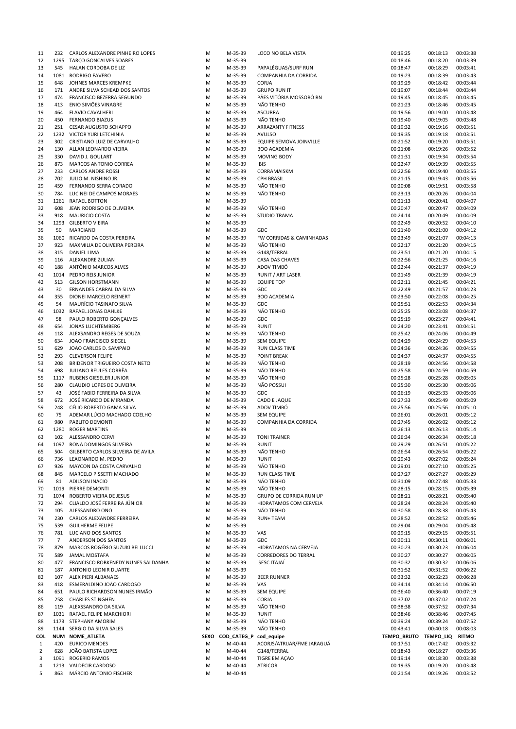| 11 | 232 | CARLOS ALEXANDRE PINHEIRO LOPES | M | M-35-39 | LOCO NO BELA VISTA | 00:19:25 | 00:18:13 | 00:03:38 |
|---|---|---|---|---|---|---|---|---|
| 12 | 1295 | TARÇO GONCALVES SOARES | M | M-35-39 | | 00:18:46 | 00:18:20 | 00:03:39 |
| 13 | 545 | HALAN CORDOBA DE LIZ | M | M-35-39 | PAPALÉGUAS/SURF RUN | 00:18:47 | 00:18:29 | 00:03:41 |
| 14 | 1081 | RODRIGO FAVERO | M | M-35-39 | COMPANHIA DA CORRIDA | 00:19:23 | 00:18:39 | 00:03:43 |
| 15 | 648 | JOHNES MARCES KREMPKE | M | M-35-39 | CORJA | 00:19:29 | 00:18:42 | 00:03:44 |
| 16 | 171 | ANDRE SILVA SCHEAD DOS SANTOS | M | M-35-39 | GRUPO RUN IT | 00:19:07 | 00:18:44 | 00:03:44 |
| 17 | 474 | FRANCISCO BEZERRA SEGUNDO | M | M-35-39 | PÃES VITÓRIA MOSSORÓ RN | 00:19:45 | 00:18:45 | 00:03:45 |
| 18 | 413 | ENIO SIMÕES VINAGRE | M | M-35-39 | NÃO TENHO | 00:21:23 | 00:18:46 | 00:03:45 |
| 19 | 464 | FLAVIO CAVALHERI | M | M-35-39 | ASCURRA | 00:19:56 | 00:19:00 | 00:03:48 |
| 20 | 450 | FERNANDO BIAZUS | M | M-35-39 | NÃO TENHO | 00:19:40 | 00:19:05 | 00:03:48 |
| 21 | 251 | CESAR AUGUSTO SCHAPPO | M | M-35-39 | ARRAZANTY FITNESS | 00:19:32 | 00:19:16 | 00:03:51 |
| 22 | 1232 | VICTOR YURI LETCHINIA | M | M-35-39 | AVULSO | 00:19:35 | 00:19:18 | 00:03:51 |
| 23 | 302 | CRISTIANO LUIZ DE CARVALHO | M | M-35-39 | EQUIPE SEMOVA JOINVILLE | 00:21:52 | 00:19:20 | 00:03:51 |
| 24 | 130 | ALLAN LEONARDO VIEIRA | M | M-35-39 | BOO ACADEMIA | 00:21:08 | 00:19:26 | 00:03:52 |
| 25 | 330 | DAVID J. GOULART | M | M-35-39 | MOVING BODY | 00:21:31 | 00:19:34 | 00:03:54 |
| 26 | 873 | MARCOS ANTONIO CORREA | M | M-35-39 | IBIS | 00:22:47 | 00:19:39 | 00:03:55 |
| 27 | 233 | CARLOS ANDRE ROSSI | M | M-35-39 | CORRAMAISKM | 00:22:56 | 00:19:40 | 00:03:55 |
| 28 | 702 | JULIO M. NISHINO JR. | M | M-35-39 | CPH BRASIL | 00:21:15 | 00:19:43 | 00:03:56 |
| 29 | 459 | FERNANDO SERRA CORADO | M | M-35-39 | NÃO TENHO | 00:20:08 | 00:19:51 | 00:03:58 |
| 30 | 784 | LUCINEI DE CAMPOS MORAES | M | M-35-39 | NÃO TENHO | 00:23:13 | 00:20:26 | 00:04:04 |
| 31 | 1261 | RAFAEL BOTTON | M | M-35-39 | | 00:21:13 | 00:20:41 | 00:04:07 |
| 32 | 608 | JEAN RODRIGO DE OLIVEIRA | M | M-35-39 | NÃO TENHO | 00:20:47 | 00:20:47 | 00:04:09 |
| 33 | 918 | MAURICIO COSTA | M | M-35-39 | STUDIO TRAMA | 00:24:14 | 00:20:49 | 00:04:09 |
| 34 | 1293 | GILBERTO VIEIRA | M | M-35-39 | | 00:22:49 | 00:20:52 | 00:04:10 |
| 35 | 50 | MARCIANO | M | M-35-39 | GDC | 00:21:40 | 00:21:00 | 00:04:12 |
| 36 | 1060 | RICARDO DA COSTA PEREIRA | M | M-35-39 | FW CORRIDAS & CAMINHADAS | 00:23:49 | 00:21:07 | 00:04:13 |
| 37 | 923 | MAXMILIA DE OLIVEIRA PEREIRA | M | M-35-39 | NÃO TENHO | 00:22:17 | 00:21:20 | 00:04:15 |
| 38 | 315 | DANIEL LIMA | M | M-35-39 | G148/TERRAL | 00:23:51 | 00:21:20 | 00:04:15 |
| 39 | 116 | ALEXANDRE ZULIAN | M | M-35-39 | CASA DAS CHAVES | 00:22:56 | 00:21:25 | 00:04:16 |
| 40 | 188 | ANTÔNIO MARCOS ALVES | M | M-35-39 | ADOV TIMBÓ | 00:22:44 | 00:21:37 | 00:04:19 |
| 41 | 1014 | PEDRO REIS JUNIOR | M | M-35-39 | RUNIT / ART LASER | 00:21:49 | 00:21:39 | 00:04:19 |
| 42 | 513 | GILSON HORSTMANN | M | M-35-39 | EQUIPE TOP | 00:22:11 | 00:21:45 | 00:04:21 |
| 43 | 30 | ERNANDES CABRAL DA SILVA | M | M-35-39 | GDC | 00:22:49 | 00:21:57 | 00:04:23 |
| 44 | 355 | DIONEI MARCELO REINERT | M | M-35-39 | BOO ACADEMIA | 00:23:50 | 00:22:08 | 00:04:25 |
| 45 | 54 | MAURÍCIO TASINAFO SILVA | M | M-35-39 | GDC | 00:25:51 | 00:22:53 | 00:04:34 |
| 46 | 1032 | RAFAEL JONAS DAHLKE | M | M-35-39 | NÃO TENHO | 00:25:25 | 00:23:08 | 00:04:37 |
| 47 | 58 | PAULO ROBERTO GONÇALVES | M | M-35-39 | GDC | 00:25:19 | 00:23:27 | 00:04:41 |
| 48 | 654 | JONAS LUCHTEMBERG | M | M-35-39 | RUNIT | 00:24:20 | 00:23:41 | 00:04:51 |
| 49 | 118 | ALEXSANDRO REGES DE SOUZA | M | M-35-39 | NÃO TENHO | 00:25:42 | 00:24:06 | 00:04:49 |
| 50 | 634 | JOAO FRANCISCO SIEGEL | M | M-35-39 | SEM EQUIPE | 00:24:29 | 00:24:29 | 00:04:53 |
| 51 | 629 | JOAO CARLOS D. SAMPAIO | M | M-35-39 | RUN CLASS TIME | 00:24:36 | 00:24:36 | 00:04:55 |
| 52 | 293 | CLEVERSON FELIPE | M | M-35-39 | POINT BREAK | 00:24:37 | 00:24:37 | 00:04:55 |
| 53 | 208 | BRIDENOR TRIGUEIRO COSTA NETO | M | M-35-39 | NÃO TENHO | 00:28:19 | 00:24:56 | 00:04:58 |
| 54 | 698 | JULIANO REULES CORRÊA | M | M-35-39 | NÃO TENHO | 00:25:58 | 00:24:59 | 00:04:59 |
| 55 | 1117 | RUBENS GIESELER JUNIOR | M | M-35-39 | NÃO TENHO | 00:25:28 | 00:25:28 | 00:05:05 |
| 56 | 280 | CLAUDIO LOPES DE OLIVEIRA | M | M-35-39 | NÃO POSSUI | 00:25:30 | 00:25:30 | 00:05:06 |
| 57 | 43 | JOSÉ FABIO FERREIRA DA SILVA | M | M-35-39 | GDC | 00:26:19 | 00:25:33 | 00:05:06 |
| 58 | 672 | JOSÉ RICARDO DE MIRANDA | M | M-35-39 | CADO E JAQUE | 00:27:33 | 00:25:49 | 00:05:09 |
| 59 | 248 | CÉLIO ROBERTO GAMA SILVA | M | M-35-39 | ADOV TIMBÓ | 00:25:56 | 00:25:56 | 00:05:10 |
| 60 | 75 | ADEMAR LÚCIO MACHADO COELHO | M | M-35-39 | SEM EQUIPE | 00:26:01 | 00:26:01 | 00:05:12 |
| 61 | 980 | PABLITO DEMONTI | M | M-35-39 | COMPANHIA DA CORRIDA | 00:27:45 | 00:26:02 | 00:05:12 |
| 62 | 1280 | ROGER MARTINS | M | M-35-39 | | 00:26:13 | 00:26:13 | 00:05:14 |
| 63 | 102 | ALESSANDRO CERVI | M | M-35-39 | TONI TRAINER | 00:26:34 | 00:26:34 | 00:05:18 |
| 64 | 1097 | RONA DOMINGOS SILVEIRA | M | M-35-39 | RUNIT | 00:29:29 | 00:26:51 | 00:05:22 |
| 65 | 504 | GILBERTO CARLOS SILVEIRA DE AVILA | M | M-35-39 | NÃO TENHO | 00:26:54 | 00:26:54 | 00:05:22 |
| 66 | 736 | LEAONARDO M. PEDRO | M | M-35-39 | RUNIT | 00:29:43 | 00:27:02 | 00:05:24 |
| 67 | 926 | MAYCON DA COSTA CARVALHO | M | M-35-39 | NÃO TENHO | 00:29:01 | 00:27:10 | 00:05:25 |
| 68 | 845 | MARCELO PISSETTI MACHADO | M | M-35-39 | RUN CLASS TIME | 00:27:27 | 00:27:27 | 00:05:29 |
| 69 | 81 | ADILSON INACIO | M | M-35-39 | NÃO TENHO | 00:31:09 | 00:27:48 | 00:05:33 |
| 70 | 1019 | PIERRE DEMONTI | M | M-35-39 | NÃO TENHO | 00:28:15 | 00:28:15 | 00:05:39 |
| 71 | 1074 | ROBERTO VIEIRA DE JESUS | M | M-35-39 | GRUPO DE CORRIDA RUN UP | 00:28:21 | 00:28:21 | 00:05:40 |
| 72 | 294 | CLIALDO JOSÉ FERREIRA JÚNIOR | M | M-35-39 | HIDRATAMOS COM CERVEJA | 00:28:24 | 00:28:24 | 00:05:40 |
| 73 | 105 | ALESSANDRO ONO | M | M-35-39 | NÃO TENHO | 00:30:58 | 00:28:38 | 00:05:43 |
| 74 | 230 | CARLOS ALEXANDRE FERREIRA | M | M-35-39 | RUN+ TEAM | 00:28:52 | 00:28:52 | 00:05:46 |
| 75 | 539 | GUILHERME FELIPE | M | M-35-39 | | 00:29:04 | 00:29:04 | 00:05:48 |
| 76 | 781 | LUCIANO DOS SANTOS | M | M-35-39 | VAS | 00:29:15 | 00:29:15 | 00:05:51 |
| 77 | 7 | ANDERSON DOS SANTOS | M | M-35-39 | GDC | 00:30:11 | 00:30:11 | 00:06:01 |
| 78 | 879 | MARCOS ROGÉRIO SUZUKI BELLUCCI | M | M-35-39 | HIDRATAMOS NA CERVEJA | 00:30:23 | 00:30:23 | 00:06:04 |
| 79 | 589 | JAMAL MOSTAFA | M | M-35-39 | CORREDORES DO TERRAL | 00:30:27 | 00:30:27 | 00:06:05 |
| 80 | 477 | FRANCISCO ROBKENEDY NUNES SALDANHA | M | M-35-39 | SESC ITAJAÍ | 00:30:32 | 00:30:32 | 00:06:06 |
| 81 | 187 | ANTONIO LEONIR DUARTE | M | M-35-39 | | 00:31:52 | 00:31:52 | 00:06:22 |
| 82 | 107 | ALEX PIERI ALBANAES | M | M-35-39 | BEER RUNNER | 00:33:32 | 00:32:23 | 00:06:28 |
| 83 | 418 | ESMERALDINO JOÃO CARDOSO | M | M-35-39 | VAS | 00:34:14 | 00:34:14 | 00:06:50 |
| 84 | 651 | PAULO RICHARDSON NUNES IRMÃO | M | M-35-39 | SEM EQUIPE | 00:36:40 | 00:36:40 | 00:07:19 |
| 85 | 258 | CHARLES STINGHEN | M | M-35-39 | CORJA | 00:37:02 | 00:37:02 | 00:07:24 |
| 86 | 119 | ALEXSSANDRO DA SILVA | M | M-35-39 | NÃO TENHO | 00:38:38 | 00:37:52 | 00:07:34 |
| 87 | 1031 | RAFAEL FELIPE MARCHIORI | M | M-35-39 | RUNIT | 00:38:46 | 00:38:46 | 00:07:45 |
| 88 | 1173 | STEPHANY AMORIM | M | M-35-39 | NÃO TENHO | 00:39:24 | 00:39:24 | 00:07:52 |
| 89 | 1144 | SERGIO DA SILVA SALES | M | M-35-39 | NÃO TENHO | 00:43:41 | 00:40:18 | 00:08:03 |
| **COL** | **NUM** | **NOME_ATLETA** | **SEXO** | **COD_CATEG_P** | **cod_equipe** | **TEMPO_BRUTO** | **TEMPO_LIQ** | **RITMO** |
| 1 | 420 | EURICO MENDES | M | M-40-44 | ACORJS/ATRIJAR/FME JARAGUÁ | 00:17:51 | 00:17:42 | 00:03:32 |
| 2 | 628 | JOÃO BATISTA LOPES | M | M-40-44 | G148/TERRAL | 00:18:43 | 00:18:27 | 00:03:36 |
| 3 | 1091 | ROGERIO RAMOS | M | M-40-44 | TIGRE EM AÇAO | 00:19:14 | 00:18:30 | 00:03:38 |
| 4 | 1213 | VALDECIR CARDOSO | M | M-40-44 | ATRICOR | 00:19:35 | 00:19:20 | 00:03:48 |
| 5 | 863 | MÁRCIO ANTONIO FISCHER | M | M-40-44 | | 00:21:54 | 00:19:26 | 00:03:52 |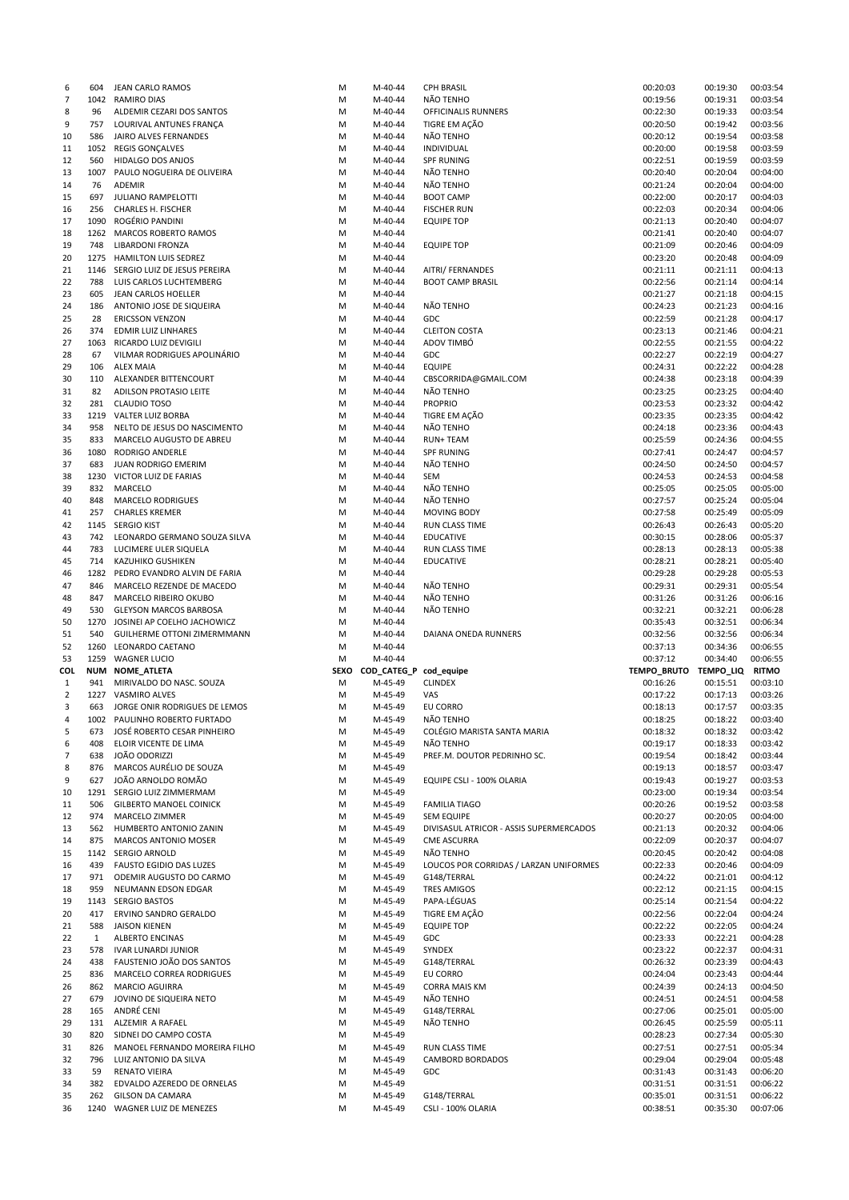| | | | | | | | | |
|---|---|---|---|---|---|---|---|---|
| 6 | 604 | JEAN CARLO RAMOS | M | M-40-44 | CPH BRASIL | 00:20:03 | 00:19:30 | 00:03:54 |
| 7 | 1042 | RAMIRO DIAS | M | M-40-44 | NÃO TENHO | 00:19:56 | 00:19:31 | 00:03:54 |
| 8 | 96 | ALDEMIR CEZARI DOS SANTOS | M | M-40-44 | OFFICINALIS RUNNERS | 00:22:30 | 00:19:33 | 00:03:54 |
| 9 | 757 | LOURIVAL ANTUNES FRANÇA | M | M-40-44 | TIGRE EM AÇÃO | 00:20:50 | 00:19:42 | 00:03:56 |
| 10 | 586 | JAIRO ALVES FERNANDES | M | M-40-44 | NÃO TENHO | 00:20:12 | 00:19:54 | 00:03:58 |
| 11 | 1052 | REGIS GONÇALVES | M | M-40-44 | INDIVIDUAL | 00:20:00 | 00:19:58 | 00:03:59 |
| 12 | 560 | HIDALGO DOS ANJOS | M | M-40-44 | SPF RUNING | 00:22:51 | 00:19:59 | 00:03:59 |
| 13 | 1007 | PAULO NOGUEIRA DE OLIVEIRA | M | M-40-44 | NÃO TENHO | 00:20:40 | 00:20:04 | 00:04:00 |
| 14 | 76 | ADEMIR | M | M-40-44 | NÃO TENHO | 00:21:24 | 00:20:04 | 00:04:00 |
| 15 | 697 | JULIANO RAMPELOTTI | M | M-40-44 | BOOT CAMP | 00:22:00 | 00:20:17 | 00:04:03 |
| 16 | 256 | CHARLES H. FISCHER | M | M-40-44 | FISCHER RUN | 00:22:03 | 00:20:34 | 00:04:06 |
| 17 | 1090 | ROGÉRIO PANDINI | M | M-40-44 | EQUIPE TOP | 00:21:13 | 00:20:40 | 00:04:07 |
| 18 | 1262 | MARCOS ROBERTO RAMOS | M | M-40-44 | | 00:21:41 | 00:20:40 | 00:04:07 |
| 19 | 748 | LIBARDONI FRONZA | M | M-40-44 | EQUIPE TOP | 00:21:09 | 00:20:46 | 00:04:09 |
| 20 | 1275 | HAMILTON LUIS SEDREZ | M | M-40-44 | | 00:23:20 | 00:20:48 | 00:04:09 |
| 21 | 1146 | SERGIO LUIZ DE JESUS PEREIRA | M | M-40-44 | AITRI/ FERNANDES | 00:21:11 | 00:21:11 | 00:04:13 |
| 22 | 788 | LUIS CARLOS LUCHTEMBERG | M | M-40-44 | BOOT CAMP BRASIL | 00:22:56 | 00:21:14 | 00:04:14 |
| 23 | 605 | JEAN CARLOS HOELLER | M | M-40-44 | | 00:21:27 | 00:21:18 | 00:04:15 |
| 24 | 186 | ANTONIO JOSE DE SIQUEIRA | M | M-40-44 | NÃO TENHO | 00:24:23 | 00:21:23 | 00:04:16 |
| 25 | 28 | ERICSSON VENZON | M | M-40-44 | GDC | 00:22:59 | 00:21:28 | 00:04:17 |
| 26 | 374 | EDMIR LUIZ LINHARES | M | M-40-44 | CLEITON COSTA | 00:23:13 | 00:21:46 | 00:04:21 |
| 27 | 1063 | RICARDO LUIZ DEVIGILI | M | M-40-44 | ADOV TIMBÓ | 00:22:55 | 00:21:55 | 00:04:22 |
| 28 | 67 | VILMAR RODRIGUES APOLINÁRIO | M | M-40-44 | GDC | 00:22:27 | 00:22:19 | 00:04:27 |
| 29 | 106 | ALEX MAIA | M | M-40-44 | EQUIPE | 00:24:31 | 00:22:22 | 00:04:28 |
| 30 | 110 | ALEXANDER BITTENCOURT | M | M-40-44 | CBSCORRIDA@GMAIL.COM | 00:24:38 | 00:23:18 | 00:04:39 |
| 31 | 82 | ADILSON PROTASIO LEITE | M | M-40-44 | NÃO TENHO | 00:23:25 | 00:23:25 | 00:04:40 |
| 32 | 281 | CLAUDIO TOSO | M | M-40-44 | PROPRIO | 00:23:53 | 00:23:32 | 00:04:42 |
| 33 | 1219 | VALTER LUIZ BORBA | M | M-40-44 | TIGRE EM AÇÃO | 00:23:35 | 00:23:35 | 00:04:42 |
| 34 | 958 | NELTO DE JESUS DO NASCIMENTO | M | M-40-44 | NÃO TENHO | 00:24:18 | 00:23:36 | 00:04:43 |
| 35 | 833 | MARCELO AUGUSTO DE ABREU | M | M-40-44 | RUN+ TEAM | 00:25:59 | 00:24:36 | 00:04:55 |
| 36 | 1080 | RODRIGO ANDERLE | M | M-40-44 | SPF RUNING | 00:27:41 | 00:24:47 | 00:04:57 |
| 37 | 683 | JUAN RODRIGO EMERIM | M | M-40-44 | NÃO TENHO | 00:24:50 | 00:24:50 | 00:04:57 |
| 38 | 1230 | VICTOR LUIZ DE FARIAS | M | M-40-44 | SEM | 00:24:53 | 00:24:53 | 00:04:58 |
| 39 | 832 | MARCELO | M | M-40-44 | NÃO TENHO | 00:25:05 | 00:25:05 | 00:05:00 |
| 40 | 848 | MARCELO RODRIGUES | M | M-40-44 | NÃO TENHO | 00:27:57 | 00:25:24 | 00:05:04 |
| 41 | 257 | CHARLES KREMER | M | M-40-44 | MOVING BODY | 00:27:58 | 00:25:49 | 00:05:09 |
| 42 | 1145 | SERGIO KIST | M | M-40-44 | RUN CLASS TIME | 00:26:43 | 00:26:43 | 00:05:20 |
| 43 | 742 | LEONARDO GERMANO SOUZA SILVA | M | M-40-44 | EDUCATIVE | 00:30:15 | 00:28:06 | 00:05:37 |
| 44 | 783 | LUCIMERE ULER SIQUELA | M | M-40-44 | RUN CLASS TIME | 00:28:13 | 00:28:13 | 00:05:38 |
| 45 | 714 | KAZUHIKO GUSHIKEN | M | M-40-44 | EDUCATIVE | 00:28:21 | 00:28:21 | 00:05:40 |
| 46 | 1282 | PEDRO EVANDRO ALVIN DE FARIA | M | M-40-44 | | 00:29:28 | 00:29:28 | 00:05:53 |
| 47 | 846 | MARCELO REZENDE DE MACEDO | M | M-40-44 | NÃO TENHO | 00:29:31 | 00:29:31 | 00:05:54 |
| 48 | 847 | MARCELO RIBEIRO OKUBO | M | M-40-44 | NÃO TENHO | 00:31:26 | 00:31:26 | 00:06:16 |
| 49 | 530 | GLEYSON MARCOS BARBOSA | M | M-40-44 | NÃO TENHO | 00:32:21 | 00:32:21 | 00:06:28 |
| 50 | 1270 | JOSINEI AP COELHO JACHOWICZ | M | M-40-44 | | 00:35:43 | 00:32:51 | 00:06:34 |
| 51 | 540 | GUILHERME OTTONI ZIMERMMANN | M | M-40-44 | DAIANA ONEDA RUNNERS | 00:32:56 | 00:32:56 | 00:06:34 |
| 52 | 1260 | LEONARDO CAETANO | M | M-40-44 | | 00:37:13 | 00:34:36 | 00:06:55 |
| 53 | 1259 | WAGNER LUCIO | M | M-40-44 | | 00:37:12 | 00:34:40 | 00:06:55 |
| **COL** | **NUM** | **NOME_ATLETA** | **SEXO** | **COD_CATEG_P** | **cod_equipe** | **TEMPO_BRUTO** | **TEMPO_LIQ** | **RITMO** |
| 1 | 941 | MIRIVALDO DO NASC. SOUZA | M | M-45-49 | CLINDEX | 00:16:26 | 00:15:51 | 00:03:10 |
| 2 | 1227 | VASMIRO ALVES | M | M-45-49 | VAS | 00:17:22 | 00:17:13 | 00:03:26 |
| 3 | 663 | JORGE ONIR RODRIGUES DE LEMOS | M | M-45-49 | EU CORRO | 00:18:13 | 00:17:57 | 00:03:35 |
| 4 | 1002 | PAULINHO ROBERTO FURTADO | M | M-45-49 | NÃO TENHO | 00:18:25 | 00:18:22 | 00:03:40 |
| 5 | 673 | JOSÉ ROBERTO CESAR PINHEIRO | M | M-45-49 | COLÉGIO MARISTA SANTA MARIA | 00:18:32 | 00:18:32 | 00:03:42 |
| 6 | 408 | ELOIR VICENTE DE LIMA | M | M-45-49 | NÃO TENHO | 00:19:17 | 00:18:33 | 00:03:42 |
| 7 | 638 | JOÃO ODORIZZI | M | M-45-49 | PREF.M. DOUTOR PEDRINHO SC. | 00:19:54 | 00:18:42 | 00:03:44 |
| 8 | 876 | MARCOS AURÉLIO DE SOUZA | M | M-45-49 | | 00:19:13 | 00:18:57 | 00:03:47 |
| 9 | 627 | JOÃO ARNOLDO ROMÃO | M | M-45-49 | EQUIPE CSLI - 100% OLARIA | 00:19:43 | 00:19:27 | 00:03:53 |
| 10 | 1291 | SERGIO LUIZ ZIMMERMAM | M | M-45-49 | | 00:23:00 | 00:19:34 | 00:03:54 |
| 11 | 506 | GILBERTO MANOEL COINICK | M | M-45-49 | FAMILIA TIAGO | 00:20:26 | 00:19:52 | 00:03:58 |
| 12 | 974 | MARCELO ZIMMER | M | M-45-49 | SEM EQUIPE | 00:20:27 | 00:20:05 | 00:04:00 |
| 13 | 562 | HUMBERTO ANTONIO ZANIN | M | M-45-49 | DIVISASUL ATRICOR - ASSIS SUPERMERCADOS | 00:21:13 | 00:20:32 | 00:04:06 |
| 14 | 875 | MARCOS ANTONIO MOSER | M | M-45-49 | CME ASCURRA | 00:22:09 | 00:20:37 | 00:04:07 |
| 15 | 1142 | SERGIO ARNOLD | M | M-45-49 | NÃO TENHO | 00:20:45 | 00:20:42 | 00:04:08 |
| 16 | 439 | FAUSTO EGIDIO DAS LUZES | M | M-45-49 | LOUCOS POR CORRIDAS / LARZAN UNIFORMES | 00:22:33 | 00:20:46 | 00:04:09 |
| 17 | 971 | ODEMIR AUGUSTO DO CARMO | M | M-45-49 | G148/TERRAL | 00:24:22 | 00:21:01 | 00:04:12 |
| 18 | 959 | NEUMANN EDSON EDGAR | M | M-45-49 | TRES AMIGOS | 00:22:12 | 00:21:15 | 00:04:15 |
| 19 | 1143 | SERGIO BASTOS | M | M-45-49 | PAPA-LÉGUAS | 00:25:14 | 00:21:54 | 00:04:22 |
| 20 | 417 | ERVINO SANDRO GERALDO | M | M-45-49 | TIGRE EM AÇÃO | 00:22:56 | 00:22:04 | 00:04:24 |
| 21 | 588 | JAISON KIENEN | M | M-45-49 | EQUIPE TOP | 00:22:22 | 00:22:05 | 00:04:24 |
| 22 | 1 | ALBERTO ENCINAS | M | M-45-49 | GDC | 00:23:33 | 00:22:21 | 00:04:28 |
| 23 | 578 | IVAR LUNARDI JUNIOR | M | M-45-49 | SYNDEX | 00:23:22 | 00:22:37 | 00:04:31 |
| 24 | 438 | FAUSTENIO JOÃO DOS SANTOS | M | M-45-49 | G148/TERRAL | 00:26:32 | 00:23:39 | 00:04:43 |
| 25 | 836 | MARCELO CORREA RODRIGUES | M | M-45-49 | EU CORRO | 00:24:04 | 00:23:43 | 00:04:44 |
| 26 | 862 | MARCIO AGUIRRA | M | M-45-49 | CORRA MAIS KM | 00:24:39 | 00:24:13 | 00:04:50 |
| 27 | 679 | JOVINO DE SIQUEIRA NETO | M | M-45-49 | NÃO TENHO | 00:24:51 | 00:24:51 | 00:04:58 |
| 28 | 165 | ANDRÉ CENI | M | M-45-49 | G148/TERRAL | 00:27:06 | 00:25:01 | 00:05:00 |
| 29 | 131 | ALZEMIR A RAFAEL | M | M-45-49 | NÃO TENHO | 00:26:45 | 00:25:59 | 00:05:11 |
| 30 | 820 | SIDNEI DO CAMPO COSTA | M | M-45-49 | | 00:28:23 | 00:27:34 | 00:05:30 |
| 31 | 826 | MANOEL FERNANDO MOREIRA FILHO | M | M-45-49 | RUN CLASS TIME | 00:27:51 | 00:27:51 | 00:05:34 |
| 32 | 796 | LUIZ ANTONIO DA SILVA | M | M-45-49 | CAMBORD BORDADOS | 00:29:04 | 00:29:04 | 00:05:48 |
| 33 | 59 | RENATO VIEIRA | M | M-45-49 | GDC | 00:31:43 | 00:31:43 | 00:06:20 |
| 34 | 382 | EDVALDO AZEREDO DE ORNELAS | M | M-45-49 | | 00:31:51 | 00:31:51 | 00:06:22 |
| 35 | 262 | GILSON DA CAMARA | M | M-45-49 | G148/TERRAL | 00:35:01 | 00:31:51 | 00:06:22 |
| 36 | 1240 | WAGNER LUIZ DE MENEZES | M | M-45-49 | CSLI - 100% OLARIA | 00:38:51 | 00:35:30 | 00:07:06 |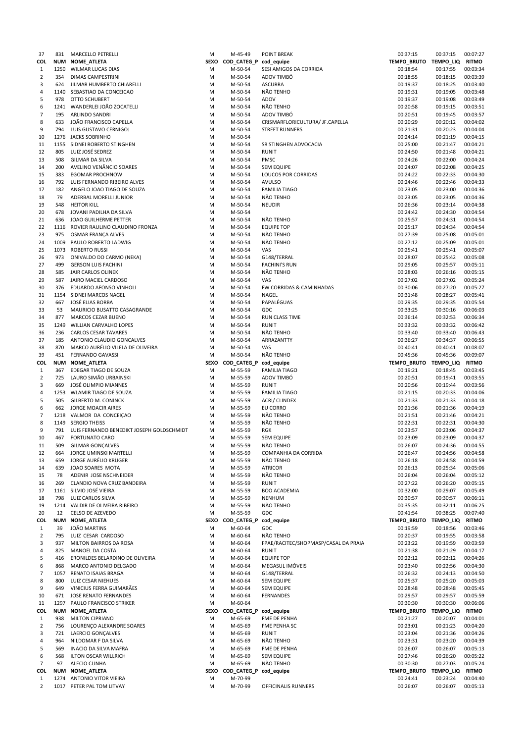| 37 | 831 | MARCELLO PETRELLI | M | M-45-49 | POINT BREAK | 00:37:15 | 00:37:15 | 00:07:27 |
|---|---|---|---|---|---|---|---|---|
| **COL** | **NUM** | **NOME_ATLETA** | **SEXO** | **COD_CATEG_P** | **cod_equipe** | **TEMPO_BRUTO** | **TEMPO_LIQ** | **RITMO** |
| 1 | 1250 | WILMAR LUCAS DIAS | M | M-50-54 | SESI AMIGOS DA CORRIDA | 00:18:54 | 00:17:55 | 00:03:34 |
| 2 | 354 | DIMAS CAMPESTRINI | M | M-50-54 | ADOV TIMBÓ | 00:18:55 | 00:18:15 | 00:03:39 |
| 3 | 624 | JILMAR HUMBERTO CHIARELLI | M | M-50-54 | ASCURRA | 00:19:37 | 00:18:25 | 00:03:40 |
| 4 | 1140 | SEBASTIAO DA CONCEICAO | M | M-50-54 | NÃO TENHO | 00:19:31 | 00:19:05 | 00:03:48 |
| 5 | 978 | OTTO SCHUBERT | M | M-50-54 | ADOV | 00:19:37 | 00:19:08 | 00:03:49 |
| 6 | 1241 | WANDERLEI JOÃO ZOCATELLI | M | M-50-54 | NÃO TENHO | 00:20:58 | 00:19:15 | 00:03:51 |
| 7 | 195 | ARLINDO SANDRI | M | M-50-54 | ADOV TIMBÓ | 00:20:51 | 00:19:45 | 00:03:57 |
| 8 | 633 | JOÃO FRANCISCO CAPELLA | M | M-50-54 | CRISMARFLORICULTURA/ JF.CAPELLA | 00:20:29 | 00:20:12 | 00:04:02 |
| 9 | 794 | LUIS GUSTAVO CERNIGOJ | M | M-50-54 | STREET RUNNERS | 00:21:31 | 00:20:23 | 00:04:04 |
| 10 | 1276 | JACKS SOBRINHO | M | M-50-54 | | 00:24:14 | 00:21:19 | 00:04:15 |
| 11 | 1155 | SIDNEI ROBERTO STINGHEN | M | M-50-54 | SR STINGHEN ADVOCACIA | 00:25:00 | 00:21:47 | 00:04:21 |
| 12 | 805 | LUIZ JOSÉ SEDREZ | M | M-50-54 | RUNIT | 00:24:50 | 00:21:48 | 00:04:21 |
| 13 | 508 | GILMAR DA SILVA | M | M-50-54 | PMSC | 00:24:26 | 00:22:00 | 00:04:24 |
| 14 | 200 | AVELINO VENÂNCIO SOARES | M | M-50-54 | SEM EQUIPE | 00:24:07 | 00:22:08 | 00:04:25 |
| 15 | 383 | EGOMAR PROCHNOW | M | M-50-54 | LOUCOS POR CORRIDAS | 00:24:22 | 00:22:33 | 00:04:30 |
| 16 | 792 | LUIS FERNANDO RIBEIRO ALVES | M | M-50-54 | AVULSO | 00:24:46 | 00:22:46 | 00:04:33 |
| 17 | 182 | ANGELO JOAO TIAGO DE SOUZA | M | M-50-54 | FAMILIA TIAGO | 00:23:05 | 00:23:00 | 00:04:36 |
| 18 | 79 | ADERBAL MORELLI JUNIOR | M | M-50-54 | NÃO TENHO | 00:23:05 | 00:23:05 | 00:04:36 |
| 19 | 548 | HEITOR KILL | M | M-50-54 | NEUDIR | 00:26:36 | 00:23:14 | 00:04:38 |
| 20 | 678 | JOVANI PADILHA DA SILVA | M | M-50-54 | | 00:24:42 | 00:24:30 | 00:04:54 |
| 21 | 636 | JOAO GUILHERME PETTER | M | M-50-54 | NÃO TENHO | 00:25:57 | 00:24:31 | 00:04:54 |
| 22 | 1116 | ROVIER RAULINO CLAUDINO FRONZA | M | M-50-54 | EQUIPE TOP | 00:25:17 | 00:24:34 | 00:04:54 |
| 23 | 975 | OSMAR FRANÇA ALVES | M | M-50-54 | NÃO TENHO | 00:27:39 | 00:25:08 | 00:05:01 |
| 24 | 1009 | PAULO ROBERTO LADWIG | M | M-50-54 | NÃO TENHO | 00:27:12 | 00:25:09 | 00:05:01 |
| 25 | 1073 | ROBERTO RUSSI | M | M-50-54 | VAS | 00:25:41 | 00:25:41 | 00:05:07 |
| 26 | 973 | ONIVALDO DO CARMO (NEKA) | M | M-50-54 | G148/TERRAL | 00:28:07 | 00:25:42 | 00:05:08 |
| 27 | 499 | GERSON LUIS FACHINI | M | M-50-54 | FACHINI'S RUN | 00:29:05 | 00:25:57 | 00:05:11 |
| 28 | 585 | JAIR CARLOS OLINEK | M | M-50-54 | NÃO TENHO | 00:28:03 | 00:26:16 | 00:05:15 |
| 29 | 587 | JAIRO MACIEL CARDOSO | M | M-50-54 | VAS | 00:27:02 | 00:27:02 | 00:05:24 |
| 30 | 376 | EDUARDO AFONSO VINHOLI | M | M-50-54 | FW CORRIDAS & CAMINHADAS | 00:30:06 | 00:27:20 | 00:05:27 |
| 31 | 1154 | SIDNEI MARCOS NAGEL | M | M-50-54 | NAGEL | 00:31:48 | 00:28:27 | 00:05:41 |
| 32 | 667 | JOSÉ ELIAS BORBA | M | M-50-54 | PAPALÉGUAS | 00:29:35 | 00:29:35 | 00:05:54 |
| 33 | 53 | MAURICIO BUSATTO CASAGRANDE | M | M-50-54 | GDC | 00:33:25 | 00:30:16 | 00:06:03 |
| 34 | 877 | MARCOS CEZAR BUENO | M | M-50-54 | RUN CLASS TIME | 00:36:14 | 00:32:53 | 00:06:34 |
| 35 | 1249 | WILLIAN CARVALHO LOPES | M | M-50-54 | RUNIT | 00:33:32 | 00:33:32 | 00:06:42 |
| 36 | 236 | CARLOS CESAR TAVARES | M | M-50-54 | NÃO TENHO | 00:33:40 | 00:33:40 | 00:06:43 |
| 37 | 185 | ANTONIO CLAUDIO GONCALVES | M | M-50-54 | ARRAZANTTY | 00:36:27 | 00:34:37 | 00:06:55 |
| 38 | 870 | MARCO AURÉLIO VILELA DE OLIVEIRA | M | M-50-54 | VAS | 00:40:41 | 00:40:41 | 00:08:07 |
| 39 | 451 | FERNANDO GAVASSI | M | M-50-54 | NÃO TENHO | 00:45:36 | 00:45:36 | 00:09:07 |
| **COL** | **NUM** | **NOME_ATLETA** | **SEXO** | **COD_CATEG_P** | **cod_equipe** | **TEMPO_BRUTO** | **TEMPO_LIQ** | **RITMO** |
| 1 | 367 | EDEGAR TIAGO DE SOUZA | M | M-55-59 | FAMILIA TIAGO | 00:19:21 | 00:18:45 | 00:03:45 |
| 2 | 725 | LAURO SIMÃO URBAINSKI | M | M-55-59 | ADOV TIMBÓ | 00:20:51 | 00:19:41 | 00:03:55 |
| 3 | 669 | JOSÉ OLIMPIO MIANNES | M | M-55-59 | RUNIT | 00:20:56 | 00:19:44 | 00:03:56 |
| 4 | 1253 | WLAMIR TIAGO DE SOUZA | M | M-55-59 | FAMILIA TIAGO | 00:21:15 | 00:20:33 | 00:04:06 |
| 5 | 505 | GILBERTO M. CONINCK | M | M-55-59 | ACRI/ CLINDEX | 00:21:33 | 00:21:33 | 00:04:18 |
| 6 | 662 | JORGE MOACIR AIRES | M | M-55-59 | EU CORRO | 00:21:36 | 00:21:36 | 00:04:19 |
| 7 | 1218 | VALMOR DA CONCEIÇAO | M | M-55-59 | NÃO TENHO | 00:21:51 | 00:21:46 | 00:04:21 |
| 8 | 1149 | SERGIO THEISS | M | M-55-59 | NÃO TENHO | 00:22:31 | 00:22:31 | 00:04:30 |
| 9 | 791 | LUIS FERNANDO BENEDIKT JOSEPH GOLDSCHMIDT | M | M-55-59 | RGK | 00:23:57 | 00:23:06 | 00:04:37 |
| 10 | 467 | FORTUNATO CARO | M | M-55-59 | SEM EQUIPE | 00:23:09 | 00:23:09 | 00:04:37 |
| 11 | 509 | GILMAR GONÇALVES | M | M-55-59 | NÃO TENHO | 00:26:07 | 00:24:36 | 00:04:55 |
| 12 | 664 | JORGE UMINSKI MARTELLI | M | M-55-59 | COMPANHIA DA CORRIDA | 00:26:47 | 00:24:56 | 00:04:58 |
| 13 | 659 | JORGE AURÉLIO KRÜGER | M | M-55-59 | NÃO TENHO | 00:26:18 | 00:24:58 | 00:04:59 |
| 14 | 639 | JOAO SOARES MOTA | M | M-55-59 | ATRICOR | 00:26:13 | 00:25:34 | 00:05:06 |
| 15 | 78 | ADENIR JOSE NSCHNEIDER | M | M-55-59 | NÃO TENHO | 00:26:04 | 00:26:04 | 00:05:12 |
| 16 | 269 | CLANDIO NOVA CRUZ BANDEIRA | M | M-55-59 | RUNIT | 00:27:22 | 00:26:20 | 00:05:15 |
| 17 | 1161 | SILVIO JOSÉ VIEIRA | M | M-55-59 | BOO ACADEMIA | 00:32:00 | 00:29:07 | 00:05:49 |
| 18 | 798 | LUIZ CARLOS SILVA | M | M-55-59 | NENHUM | 00:30:57 | 00:30:57 | 00:06:11 |
| 19 | 1214 | VALDIR DE OLIVEIRA RIBEIRO | M | M-55-59 | NÃO TENHO | 00:35:35 | 00:32:11 | 00:06:25 |
| 20 | 12 | CELSO DE AZEVEDO | M | M-55-59 | GDC | 00:41:54 | 00:38:25 | 00:07:40 |
| **COL** | **NUM** | **NOME_ATLETA** | **SEXO** | **COD_CATEG_P** | **cod_equipe** | **TEMPO_BRUTO** | **TEMPO_LIQ** | **RITMO** |
| 1 | 39 | JOÃO MARTINS | M | M-60-64 | GDC | 00:19:59 | 00:18:56 | 00:03:46 |
| 2 | 795 | LUIZ CESAR CARDOSO | M | M-60-64 | NÃO TENHO | 00:20:37 | 00:19:55 | 00:03:58 |
| 3 | 937 | MILTON BAIRROS DA ROSA | M | M-60-64 | FPAE/RACITEC/SHOPMASP/CASAL DA PRAIA | 00:23:22 | 00:19:59 | 00:03:59 |
| 4 | 825 | MANOEL DA COSTA | M | M-60-64 | RUNIT | 00:21:38 | 00:21:29 | 00:04:17 |
| 5 | 416 | ERONILDES BELARDINO DE OLIVEIRA | M | M-60-64 | EQUIPE TOP | 00:22:12 | 00:22:12 | 00:04:26 |
| 6 | 868 | MARCO ANTONIO DELGADO | M | M-60-64 | MEGASUL IMÓVEIS | 00:23:40 | 00:22:56 | 00:04:30 |
| 7 | 1057 | RENATO ISAIAS BRAGA | M | M-60-64 | G148/TERRAL | 00:26:32 | 00:24:13 | 00:04:50 |
| 8 | 800 | LUIZ CESAR NIEHUES | M | M-60-64 | SEM EQUIPE | 00:25:37 | 00:25:20 | 00:05:03 |
| 9 | 649 | VINICIUS FERRA GUIMARÃES | M | M-60-64 | SEM EQUIPE | 00:28:48 | 00:28:48 | 00:05:45 |
| 10 | 671 | JOSE RENATO FERNANDES | M | M-60-64 | FERNANDES | 00:29:57 | 00:29:57 | 00:05:59 |
| 11 | 1297 | PAULO FRANCISCO STRIKER | M | M-60-64 | | 00:30:30 | 00:30:30 | 00:06:06 |
| **COL** | **NUM** | **NOME_ATLETA** | **SEXO** | **COD_CATEG_P** | **cod_equipe** | **TEMPO_BRUTO** | **TEMPO_LIQ** | **RITMO** |
| 1 | 938 | MILTON CIPRIANO | M | M-65-69 | FME DE PENHA | 00:21:27 | 00:20:07 | 00:04:01 |
| 2 | 756 | LOURENÇO ALEXANDRE SOARES | M | M-65-69 | FME PENHA SC | 00:23:01 | 00:21:23 | 00:04:20 |
| 3 | 721 | LAERCIO GONÇALVES | M | M-65-69 | RUNIT | 00:23:04 | 00:21:36 | 00:04:26 |
| 4 | 964 | NILDOMAR F DA SILVA | M | M-65-69 | NÃO TENHO | 00:23:31 | 00:23:20 | 00:04:39 |
| 5 | 569 | INACIO DA SILVA MAFRA | M | M-65-69 | FME DE PENHA | 00:26:07 | 00:26:07 | 00:05:13 |
| 6 | 568 | ILTON OSCAR WILLRICH | M | M-65-69 | SEM EQUIPE | 00:27:46 | 00:26:20 | 00:05:22 |
| 7 | 97 | ALECIO CUNHA | M | M-65-69 | NÃO TENHO | 00:30:30 | 00:27:03 | 00:05:24 |
| **COL** | **NUM** | **NOME_ATLETA** | **SEXO** | **COD_CATEG_P** | **cod_equipe** | **TEMPO_BRUTO** | **TEMPO_LIQ** | **RITMO** |
| 1 | 1274 | ANTONIO VITOR VIEIRA | M | M-70-99 | | 00:24:41 | 00:23:24 | 00:04:40 |
| 2 | 1017 | PETER PAL TOM LITVAY | M | M-70-99 | OFFICINALIS RUNNERS | 00:26:07 | 00:26:07 | 00:05:13 |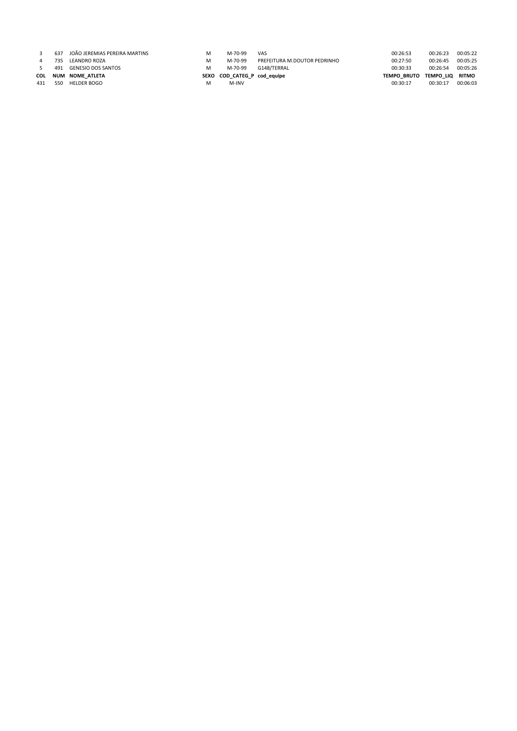| | | | | | | | | |
|---|---|---|---|---|---|---|---|---|
| 3 | 637 | JOÃO JEREMIAS PEREIRA MARTINS | M | M-70-99 | VAS | 00:26:53 | 00:26:23 | 00:05:22 |
| 4 | 735 | LEANDRO ROZA | M | M-70-99 | PREFEITURA M.DOUTOR PEDRINHO | 00:27:50 | 00:26:45 | 00:05:25 |
| 5 | 491 | GENESIO DOS SANTOS | M | M-70-99 | G148/TERRAL | 00:30:33 | 00:26:54 | 00:05:26 |
| **COL** | **NUM** | **NOME_ATLETA** | **SEXO** | **COD_CATEG_P** | **cod_equipe** | **TEMPO_BRUTO** | **TEMPO_LIQ** | **RITMO** |
| 431 | 550 | HELDER BOGO | M | M-INV | | 00:30:17 | 00:30:17 | 00:06:03 |